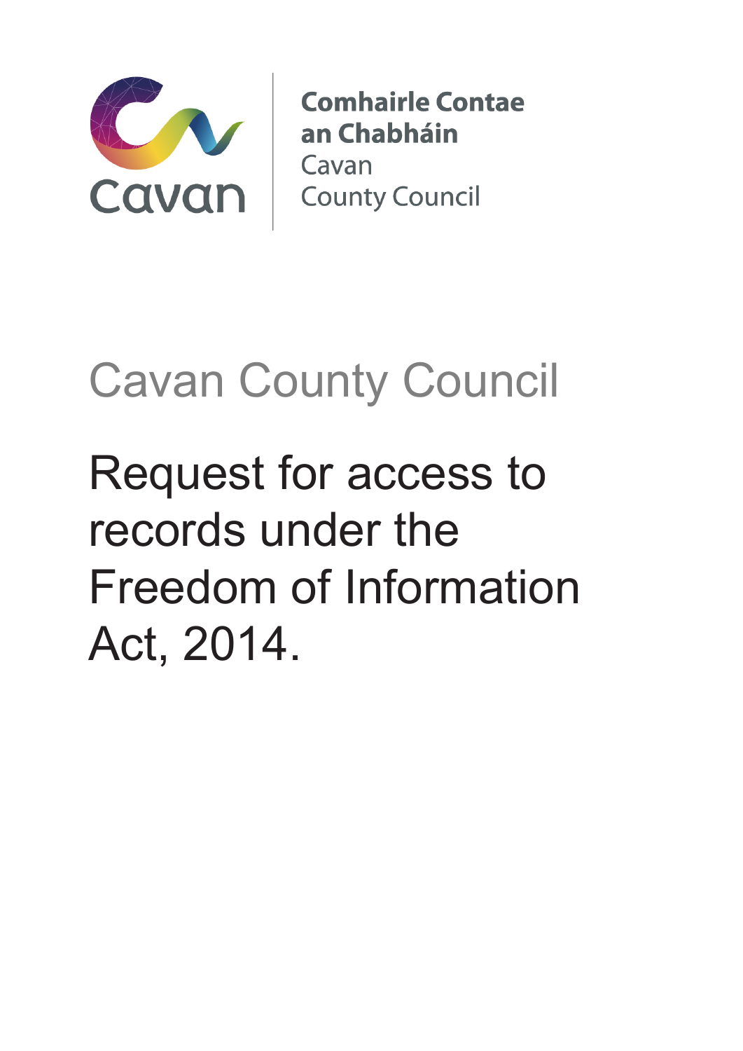Comhairle Contae an Chabháin
Cavan County Council

# Cavan County Council

# Request for access to records under the Freedom of Information Act, 2014.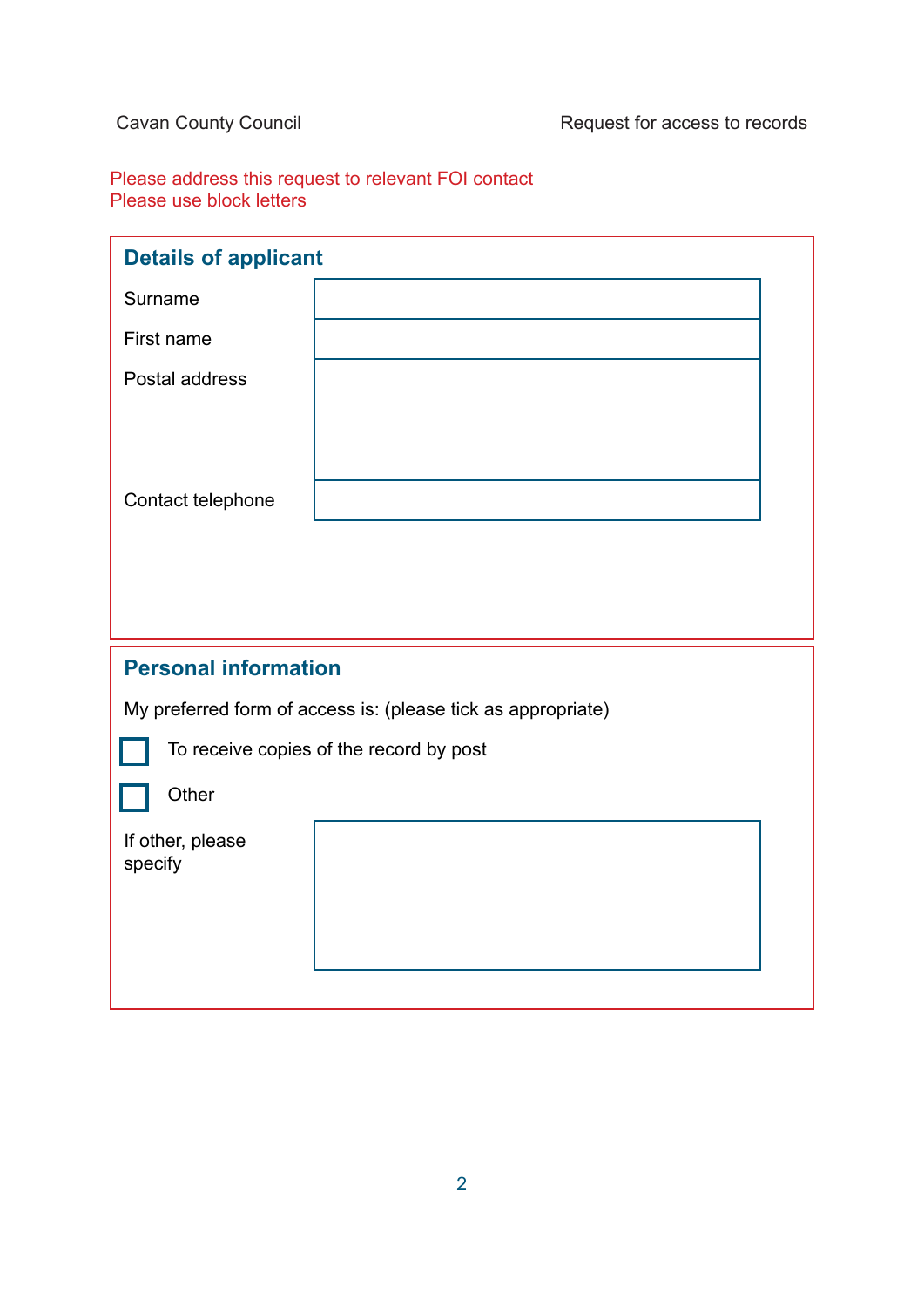Please address this request to relevant FOI contact
Please use block letters

## Details of applicant

| | |
|---|---|
| Surname | |
| First name | |
| Postal address | |
| Contact telephone | |

## Personal information

My preferred form of access is: (please tick as appropriate)

- [ ] To receive copies of the record by post
- [ ] Other

| | |
|---|---|
| If other, please specify | |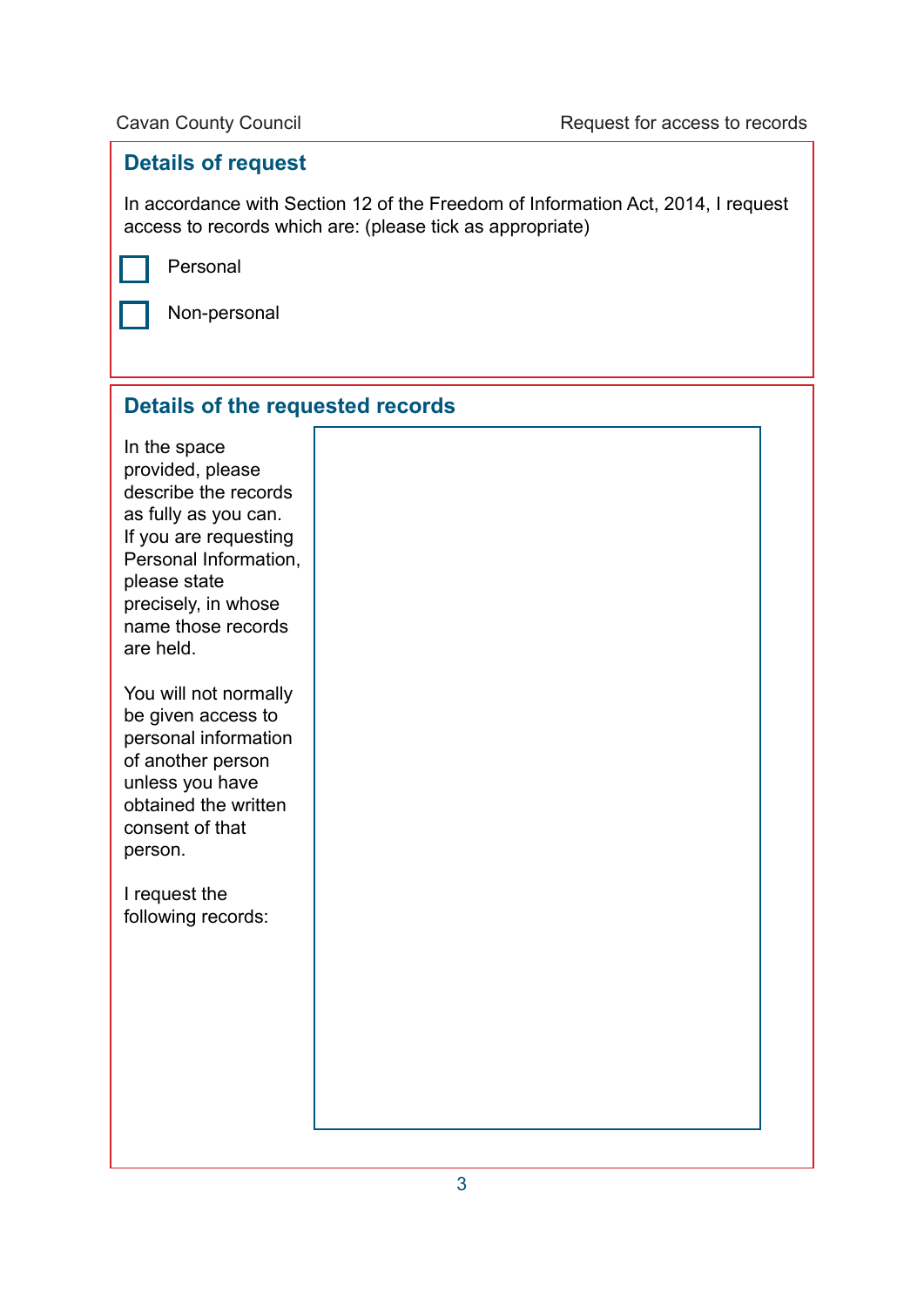## Details of request

In accordance with Section 12 of the Freedom of Information Act, 2014, I request access to records which are: (please tick as appropriate)

- [ ] Personal
- [ ] Non-personal

## Details of the requested records

In the space provided, please describe the records as fully as you can. If you are requesting Personal Information, please state precisely, in whose name those records are held.

You will not normally be given access to personal information of another person unless you have obtained the written consent of that person.

I request the following records: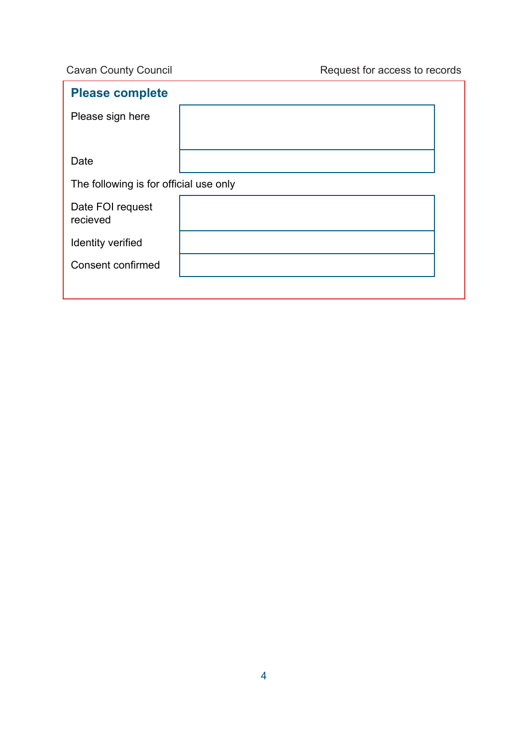## Please complete

| | |
|---|---|
| Please sign here | |
| Date | |

The following is for official use only

| | |
|---|---|
| Date FOI request recieved | |
| Identity verified | |
| Consent confirmed | |